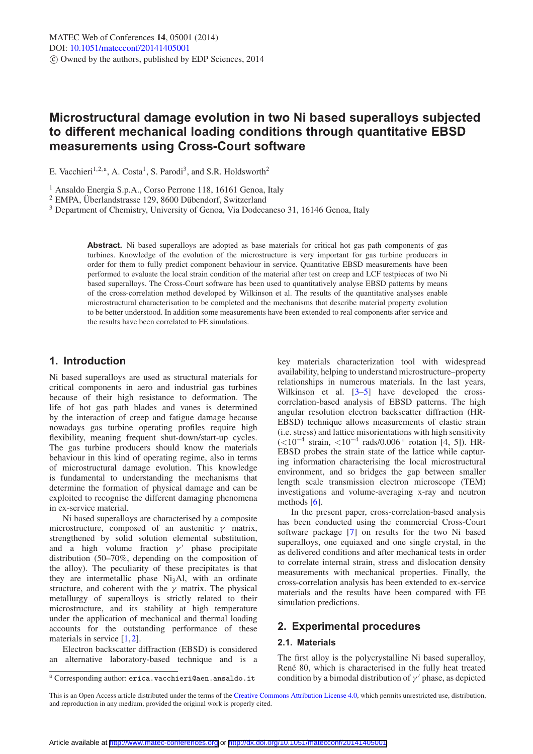# Microstructural damage evolution in two Ni based superalloys subjected to different mechanical loading conditions through quantitative EBSD measurements using Cross-Court software

E. Vacchieri[1,2,a], A. Costa[1], S. Parodi[3], and S.R. Holdsworth[2]

[1] Ansaldo Energia S.p.A., Corso Perrone 118, 16161 Genoa, Italy
[2] EMPA, Überlandstrasse 129, 8600 Dübendorf, Switzerland
[3] Department of Chemistry, University of Genoa, Via Dodecaneso 31, 16146 Genoa, Italy

**Abstract.** Ni based superalloys are adopted as base materials for critical hot gas path components of gas turbines. Knowledge of the evolution of the microstructure is very important for gas turbine producers in order for them to fully predict component behaviour in service. Quantitative EBSD measurements have been performed to evaluate the local strain condition of the material after test on creep and LCF testpieces of two Ni based superalloys. The Cross-Court software has been used to quantitatively analyse EBSD patterns by means of the cross-correlation method developed by Wilkinson et al. The results of the quantitative analyses enable microstructural characterisation to be completed and the mechanisms that describe material property evolution to be better understood. In addition some measurements have been extended to real components after service and the results have been correlated to FE simulations.

## 1. Introduction

Ni based superalloys are used as structural materials for critical components in aero and industrial gas turbines because of their high resistance to deformation. The life of hot gas path blades and vanes is determined by the interaction of creep and fatigue damage because nowadays gas turbine operating profiles require high flexibility, meaning frequent shut-down/start-up cycles. The gas turbine producers should know the materials behaviour in this kind of operating regime, also in terms of microstructural damage evolution. This knowledge is fundamental to understanding the mechanisms that determine the formation of physical damage and can be exploited to recognise the different damaging phenomena in ex-service material.

Ni based superalloys are characterised by a composite microstructure, composed of an austenitic $\gamma$ matrix, strengthened by solid solution elemental substitution, and a high volume fraction $\gamma'$ phase precipitate distribution (50–70%, depending on the composition of the alloy). The peculiarity of these precipitates is that they are intermetallic phase $Ni_3Al$, with an ordinate structure, and coherent with the $\gamma$ matrix. The physical metallurgy of superalloys is strictly related to their microstructure, and its stability at high temperature under the application of mechanical and thermal loading accounts for the outstanding performance of these materials in service [1,2].

Electron backscatter diffraction (EBSD) is considered an alternative laboratory-based technique and is a key materials characterization tool with widespread availability, helping to understand microstructure–property relationships in numerous materials. In the last years, Wilkinson et al. [3–5] have developed the cross-correlation-based analysis of EBSD patterns. The high angular resolution electron backscatter diffraction (HR-EBSD) technique allows measurements of elastic strain (i.e. stress) and lattice misorientations with high sensitivity ($<10^{-4}$ strain, $<10^{-4}$ rads/0.006° rotation [4, 5]). HR-EBSD probes the strain state of the lattice while capturing information characterising the local microstructural environment, and so bridges the gap between smaller length scale transmission electron microscope (TEM) investigations and volume-averaging x-ray and neutron methods [6].

In the present paper, cross-correlation-based analysis has been conducted using the commercial Cross-Court software package [7] on results for the two Ni based superalloys, one equiaxed and one single crystal, in the as delivered conditions and after mechanical tests in order to correlate internal strain, stress and dislocation density measurements with mechanical properties. Finally, the cross-correlation analysis has been extended to ex-service materials and the results have been compared with FE simulation predictions.

## 2. Experimental procedures

### 2.1. Materials

The first alloy is the polycrystalline Ni based superalloy, René 80, which is characterised in the fully heat treated condition by a bimodal distribution of $\gamma'$ phase, as depicted

[a] Corresponding author: erica.vacchieri@aen.ansaldo.it

This is an Open Access article distributed under the terms of the Creative Commons Attribution License 4.0, which permits unrestricted use, distribution, and reproduction in any medium, provided the original work is properly cited.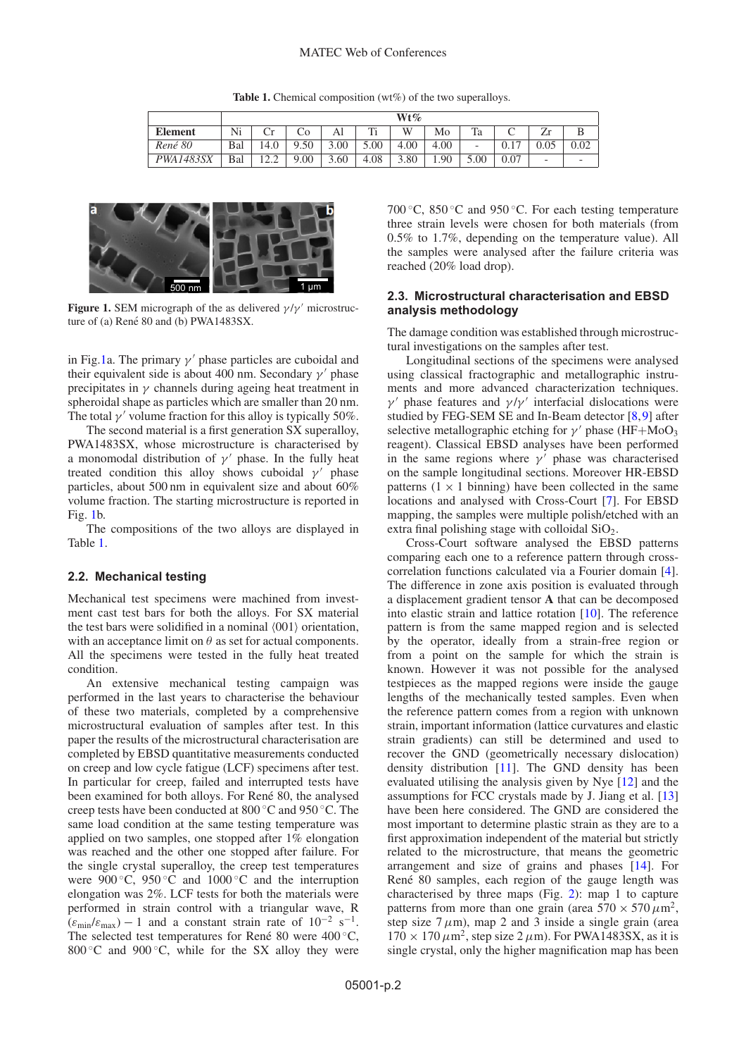**Table 1.** Chemical composition (wt%) of the two superalloys.

| | Wt% | | | | | | | | | | |
|---|---|---|---|---|---|---|---|---|---|---|---|
| **Element** | Ni | Cr | Co | Al | Ti | W | Mo | Ta | C | Zr | B |
| *René 80* | Bal | 14.0 | 9.50 | 3.00 | 5.00 | 4.00 | 4.00 | - | 0.17 | 0.05 | 0.02 |
| *PWA1483SX* | Bal | 12.2 | 9.00 | 3.60 | 4.08 | 3.80 | 1.90 | 5.00 | 0.07 | - | - |

**Figure 1.** SEM micrograph of the as delivered $\gamma/\gamma'$ microstructure of (a) René 80 and (b) PWA1483SX.

in Fig. 1a. The primary $\gamma'$ phase particles are cuboidal and their equivalent side is about 400 nm. Secondary $\gamma'$ phase precipitates in $\gamma$ channels during ageing heat treatment in spheroidal shape as particles which are smaller than 20 nm. The total $\gamma'$ volume fraction for this alloy is typically 50%.

The second material is a first generation SX superalloy, PWA1483SX, whose microstructure is characterised by a monomodal distribution of $\gamma'$ phase. In the fully heat treated condition this alloy shows cuboidal $\gamma'$ phase particles, about 500 nm in equivalent size and about 60% volume fraction. The starting microstructure is reported in Fig. 1b.

The compositions of the two alloys are displayed in Table 1.

### 2.2. Mechanical testing

Mechanical test specimens were machined from investment cast test bars for both the alloys. For SX material the test bars were solidified in a nominal $\langle 001 \rangle$ orientation, with an acceptance limit on $\theta$ as set for actual components. All the specimens were tested in the fully heat treated condition.

An extensive mechanical testing campaign was performed in the last years to characterise the behaviour of these two materials, completed by a comprehensive microstructural evaluation of samples after test. In this paper the results of the microstructural characterisation are completed by EBSD quantitative measurements conducted on creep and low cycle fatigue (LCF) specimens after test. In particular for creep, failed and interrupted tests have been examined for both alloys. For René 80, the analysed creep tests have been conducted at 800 °C and 950 °C. The same load condition at the same testing temperature was applied on two samples, one stopped after 1% elongation was reached and the other one stopped after failure. For the single crystal superalloy, the creep test temperatures were 900 °C, 950 °C and 1000 °C and the interruption elongation was 2%. LCF tests for both the materials were performed in strain control with a triangular wave, R $(\varepsilon_{min}/\varepsilon_{max}) - 1$ and a constant strain rate of $10^{-2}$ s$^{-1}$. The selected test temperatures for René 80 were 400 °C, 800 °C and 900 °C, while for the SX alloy they were 700 °C, 850 °C and 950 °C. For each testing temperature three strain levels were chosen for both materials (from 0.5% to 1.7%, depending on the temperature value). All the samples were analysed after the failure criteria was reached (20% load drop).

### 2.3. Microstructural characterisation and EBSD analysis methodology

The damage condition was established through microstructural investigations on the samples after test.

Longitudinal sections of the specimens were analysed using classical fractographic and metallographic instruments and more advanced characterization techniques. $\gamma'$ phase features and $\gamma/\gamma'$ interfacial dislocations were studied by FEG-SEM SE and In-Beam detector [8,9] after selective metallographic etching for $\gamma'$ phase ($HF+MoO_3$ reagent). Classical EBSD analyses have been performed in the same regions where $\gamma'$ phase was characterised on the sample longitudinal sections. Moreover HR-EBSD patterns ($1 \times 1$ binning) have been collected in the same locations and analysed with Cross-Court [7]. For EBSD mapping, the samples were multiple polish/etched with an extra final polishing stage with colloidal $SiO_2$.

Cross-Court software analysed the EBSD patterns comparing each one to a reference pattern through cross-correlation functions calculated via a Fourier domain [4]. The difference in zone axis position is evaluated through a displacement gradient tensor **A** that can be decomposed into elastic strain and lattice rotation [10]. The reference pattern is from the same mapped region and is selected by the operator, ideally from a strain-free region or from a point on the sample for which the strain is known. However it was not possible for the analysed testpieces as the mapped regions were inside the gauge lengths of the mechanically tested samples. Even when the reference pattern comes from a region with unknown strain, important information (lattice curvatures and elastic strain gradients) can still be determined and used to recover the GND (geometrically necessary dislocation) density distribution [11]. The GND density has been evaluated utilising the analysis given by Nye [12] and the assumptions for FCC crystals made by J. Jiang et al. [13] have been here considered. The GND are considered the most important to determine plastic strain as they are to a first approximation independent of the material but strictly related to the microstructure, that means the geometric arrangement and size of grains and phases [14]. For René 80 samples, each region of the gauge length was characterised by three maps (Fig. 2): map 1 to capture patterns from more than one grain (area $570 \times 570\,\mu m^2$, step size $7\,\mu m$), map 2 and 3 inside a single grain (area $170 \times 170\,\mu m^2$, step size $2\,\mu m$). For PWA1483SX, as it is single crystal, only the higher magnification map has been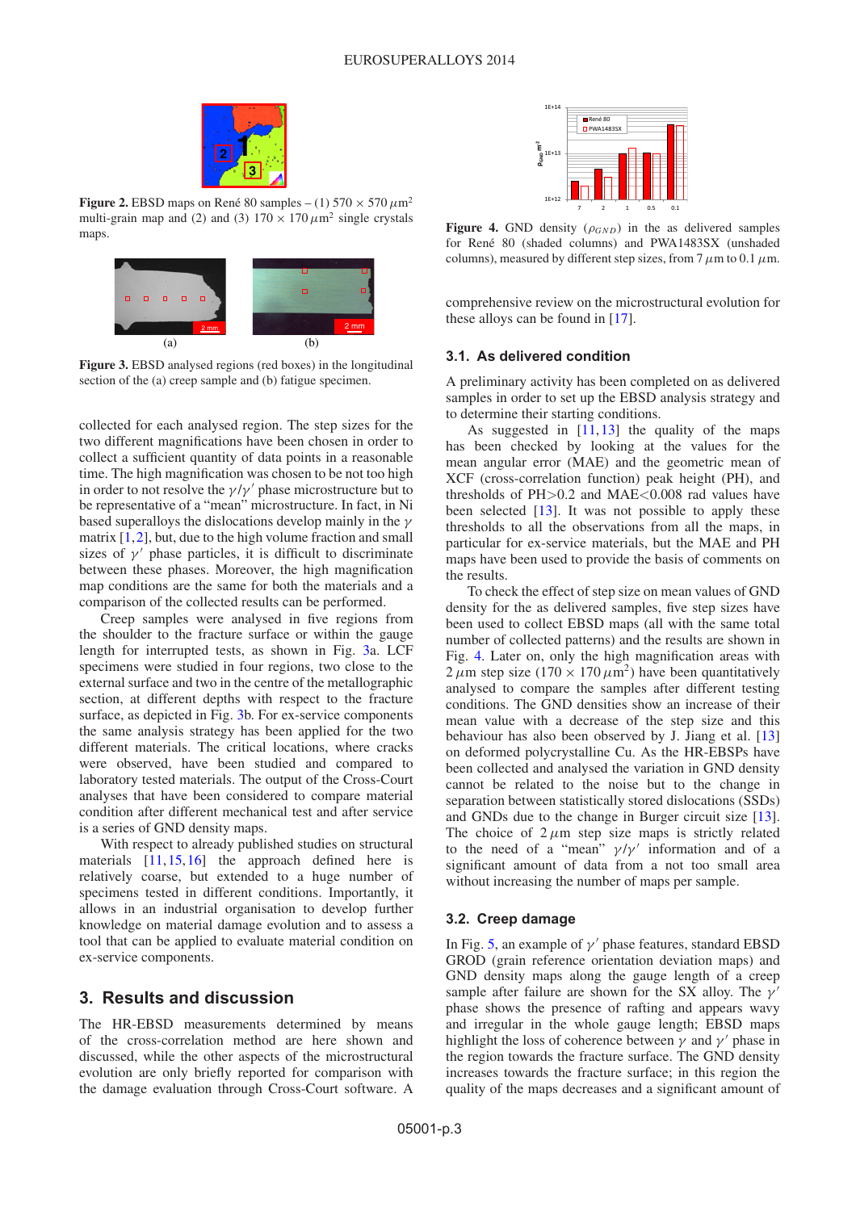**Figure 2.** EBSD maps on René 80 samples – (1) 570 × 570 $\mu$m$^2$ multi-grain map and (2) and (3) 170 × 170 $\mu$m$^2$ single crystals maps.

**Figure 3.** EBSD analysed regions (red boxes) in the longitudinal section of the (a) creep sample and (b) fatigue specimen.

collected for each analysed region. The step sizes for the two different magnifications have been chosen in order to collect a sufficient quantity of data points in a reasonable time. The high magnification was chosen to be not too high in order to not resolve the $\gamma/\gamma'$ phase microstructure but to be representative of a "mean" microstructure. In fact, in Ni based superalloys the dislocations develop mainly in the $\gamma$ matrix [1,2], but, due to the high volume fraction and small sizes of $\gamma'$ phase particles, it is difficult to discriminate between these phases. Moreover, the high magnification map conditions are the same for both the materials and a comparison of the collected results can be performed.

Creep samples were analysed in five regions from the shoulder to the fracture surface or within the gauge length for interrupted tests, as shown in Fig. 3a. LCF specimens were studied in four regions, two close to the external surface and two in the centre of the metallographic section, at different depths with respect to the fracture surface, as depicted in Fig. 3b. For ex-service components the same analysis strategy has been applied for the two different materials. The critical locations, where cracks were observed, have been studied and compared to laboratory tested materials. The output of the Cross-Court analyses that have been considered to compare material condition after different mechanical test and after service is a series of GND density maps.

With respect to already published studies on structural materials [11,15,16] the approach defined here is relatively coarse, but extended to a huge number of specimens tested in different conditions. Importantly, it allows in an industrial organisation to develop further knowledge on material damage evolution and to assess a tool that can be applied to evaluate material condition on ex-service components.

## 3. Results and discussion

The HR-EBSD measurements determined by means of the cross-correlation method are here shown and discussed, while the other aspects of the microstructural evolution are only briefly reported for comparison with the damage evaluation through Cross-Court software. A comprehensive review on the microstructural evolution for these alloys can be found in [17].

**Figure 4.** GND density ($\rho_{GND}$) in the as delivered samples for René 80 (shaded columns) and PWA1483SX (unshaded columns), measured by different step sizes, from 7 $\mu$m to 0.1 $\mu$m.

### 3.1. As delivered condition

A preliminary activity has been completed on as delivered samples in order to set up the EBSD analysis strategy and to determine their starting conditions.

As suggested in [11,13] the quality of the maps has been checked by looking at the values for the mean angular error (MAE) and the geometric mean of XCF (cross-correlation function) peak height (PH), and thresholds of PH>0.2 and MAE<0.008 rad values have been selected [13]. It was not possible to apply these thresholds to all the observations from all the maps, in particular for ex-service materials, but the MAE and PH maps have been used to provide the basis of comments on the results.

To check the effect of step size on mean values of GND density for the as delivered samples, five step sizes have been used to collect EBSD maps (all with the same total number of collected patterns) and the results are shown in Fig. 4. Later on, only the high magnification areas with 2 $\mu$m step size (170 × 170 $\mu$m$^2$) have been quantitatively analysed to compare the samples after different testing conditions. The GND densities show an increase of their mean value with a decrease of the step size and this behaviour has also been observed by J. Jiang et al. [13] on deformed polycrystalline Cu. As the HR-EBSPs have been collected and analysed the variation in GND density cannot be related to the noise but to the change in separation between statistically stored dislocations (SSDs) and GNDs due to the change in Burger circuit size [13]. The choice of 2 $\mu$m step size maps is strictly related to the need of a "mean" $\gamma/\gamma'$ information and of a significant amount of data from a not too small area without increasing the number of maps per sample.

### 3.2. Creep damage

In Fig. 5, an example of $\gamma'$ phase features, standard EBSD GROD (grain reference orientation deviation maps) and GND density maps along the gauge length of a creep sample after failure are shown for the SX alloy. The $\gamma'$ phase shows the presence of rafting and appears wavy and irregular in the whole gauge length; EBSD maps highlight the loss of coherence between $\gamma$ and $\gamma'$ phase in the region towards the fracture surface. The GND density increases towards the fracture surface; in this region the quality of the maps decreases and a significant amount of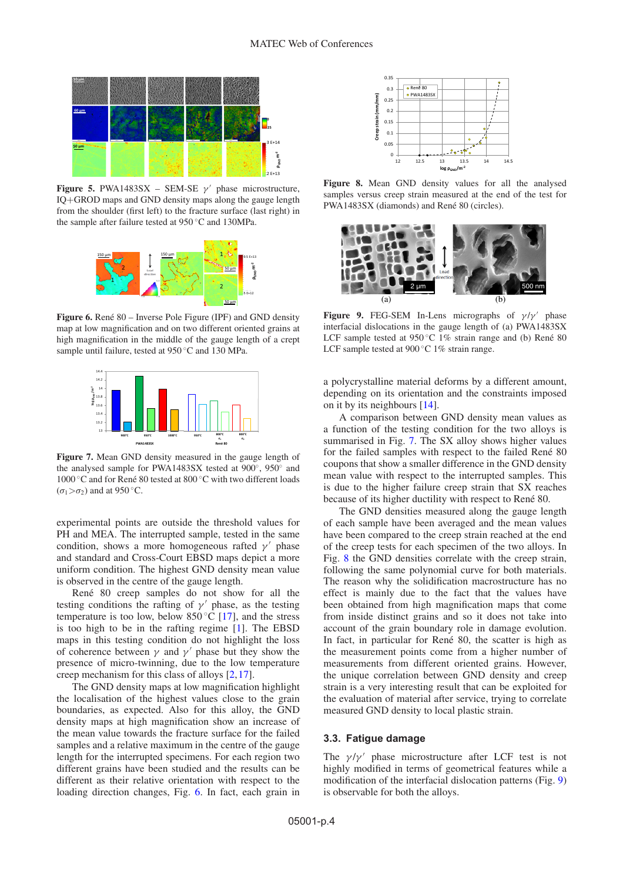**Figure 5.** PWA1483SX – SEM-SE $\gamma'$ phase microstructure, IQ+GROD maps and GND density maps along the gauge length from the shoulder (first left) to the fracture surface (last right) in the sample after failure tested at 950 °C and 130MPa.

**Figure 6.** René 80 – Inverse Pole Figure (IPF) and GND density map at low magnification and on two different oriented grains at high magnification in the middle of the gauge length of a crept sample until failure, tested at 950 °C and 130 MPa.

**Figure 7.** Mean GND density measured in the gauge length of the analysed sample for PWA1483SX tested at 900°, 950° and 1000 °C and for René 80 tested at 800 °C with two different loads ($\sigma_1 > \sigma_2$) and at 950 °C.

experimental points are outside the threshold values for PH and MEA. The interrupted sample, tested in the same condition, shows a more homogeneous rafted $\gamma'$ phase and standard and Cross-Court EBSD maps depict a more uniform condition. The highest GND density mean value is observed in the centre of the gauge length.

René 80 creep samples do not show for all the testing conditions the rafting of $\gamma'$ phase, as the testing temperature is too low, below 850 °C [17], and the stress is too high to be in the rafting regime [1]. The EBSD maps in this testing condition do not highlight the loss of coherence between $\gamma$ and $\gamma'$ phase but they show the presence of micro-twinning, due to the low temperature creep mechanism for this class of alloys [2, 17].

The GND density maps at low magnification highlight the localisation of the highest values close to the grain boundaries, as expected. Also for this alloy, the GND density maps at high magnification show an increase of the mean value towards the fracture surface for the failed samples and a relative maximum in the centre of the gauge length for the interrupted specimens. For each region two different grains have been studied and the results can be different as their relative orientation with respect to the loading direction changes, Fig. 6. In fact, each grain in a polycrystalline material deforms by a different amount, depending on its orientation and the constraints imposed on it by its neighbours [14].

**Figure 8.** Mean GND density values for all the analysed samples versus creep strain measured at the end of the test for PWA1483SX (diamonds) and René 80 (circles).

**Figure 9.** FEG-SEM In-Lens micrographs of $\gamma/\gamma'$ phase interfacial dislocations in the gauge length of (a) PWA1483SX LCF sample tested at 950 °C 1% strain range and (b) René 80 LCF sample tested at 900 °C 1% strain range.

A comparison between GND density mean values as a function of the testing condition for the two alloys is summarised in Fig. 7. The SX alloy shows higher values for the failed samples with respect to the failed René 80 coupons that show a smaller difference in the GND density mean value with respect to the interrupted samples. This is due to the higher failure creep strain that SX reaches because of its higher ductility with respect to René 80.

The GND densities measured along the gauge length of each sample have been averaged and the mean values have been compared to the creep strain reached at the end of the creep tests for each specimen of the two alloys. In Fig. 8 the GND densities correlate with the creep strain, following the same polynomial curve for both materials. The reason why the solidification macrostructure has no effect is mainly due to the fact that the values have been obtained from high magnification maps that come from inside distinct grains and so it does not take into account of the grain boundary role in damage evolution. In fact, in particular for René 80, the scatter is high as the measurement points come from a higher number of measurements from different oriented grains. However, the unique correlation between GND density and creep strain is a very interesting result that can be exploited for the evaluation of material after service, trying to correlate measured GND density to local plastic strain.

### 3.3. Fatigue damage

The $\gamma/\gamma'$ phase microstructure after LCF test is not highly modified in terms of geometrical features while a modification of the interfacial dislocation patterns (Fig. 9) is observable for both the alloys.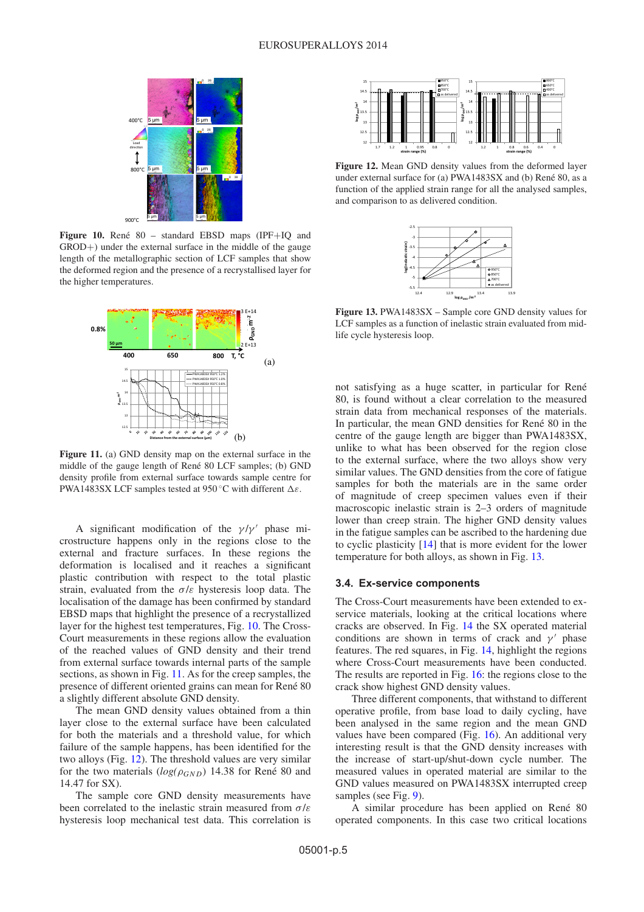**Figure 10.** René 80 – standard EBSD maps (IPF+IQ and GROD+) under the external surface in the middle of the gauge length of the metallographic section of LCF samples that show the deformed region and the presence of a recrystallised layer for the higher temperatures.

**Figure 11.** (a) GND density map on the external surface in the middle of the gauge length of René 80 LCF samples; (b) GND density profile from external surface towards sample centre for PWA1483SX LCF samples tested at 950 °C with different $\Delta\varepsilon$.

A significant modification of the $\gamma/\gamma'$ phase microstructure happens only in the regions close to the external and fracture surfaces. In these regions the deformation is localised and it reaches a significant plastic contribution with respect to the total plastic strain, evaluated from the $\sigma/\varepsilon$ hysteresis loop data. The localisation of the damage has been confirmed by standard EBSD maps that highlight the presence of a recrystallized layer for the highest test temperatures, Fig. 10. The Cross-Court measurements in these regions allow the evaluation of the reached values of GND density and their trend from external surface towards internal parts of the sample sections, as shown in Fig. 11. As for the creep samples, the presence of different oriented grains can mean for René 80 a slightly different absolute GND density.

The mean GND density values obtained from a thin layer close to the external surface have been calculated for both the materials and a threshold value, for which failure of the sample happens, has been identified for the two alloys (Fig. 12). The threshold values are very similar for the two materials ($log(\rho_{GND})$ 14.38 for René 80 and 14.47 for SX).

The sample core GND density measurements have been correlated to the inelastic strain measured from $\sigma/\varepsilon$ hysteresis loop mechanical test data. This correlation is not satisfying as a huge scatter, in particular for René 80, is found without a clear correlation to the measured strain data from mechanical responses of the materials. In particular, the mean GND densities for René 80 in the centre of the gauge length are bigger than PWA1483SX, unlike to what has been observed for the region close to the external surface, where the two alloys show very similar values. The GND densities from the core of fatigue samples for both the materials are in the same order of magnitude of creep specimen values even if their macroscopic inelastic strain is 2–3 orders of magnitude lower than creep strain. The higher GND density values in the fatigue samples can be ascribed to the hardening due to cyclic plasticity [14] that is more evident for the lower temperature for both alloys, as shown in Fig. 13.

**Figure 12.** Mean GND density values from the deformed layer under external surface for (a) PWA1483SX and (b) René 80, as a function of the applied strain range for all the analysed samples, and comparison to as delivered condition.

**Figure 13.** PWA1483SX – Sample core GND density values for LCF samples as a function of inelastic strain evaluated from mid-life cycle hysteresis loop.

### 3.4. Ex-service components

The Cross-Court measurements have been extended to ex-service materials, looking at the critical locations where cracks are observed. In Fig. 14 the SX operated material conditions are shown in terms of crack and $\gamma'$ phase features. The red squares, in Fig. 14, highlight the regions where Cross-Court measurements have been conducted. The results are reported in Fig. 16: the regions close to the crack show highest GND density values.

Three different components, that withstand to different operative profile, from base load to daily cycling, have been analysed in the same region and the mean GND values have been compared (Fig. 16). An additional very interesting result is that the GND density increases with the increase of start-up/shut-down cycle number. The measured values in operated material are similar to the GND values measured on PWA1483SX interrupted creep samples (see Fig. 9).

A similar procedure has been applied on René 80 operated components. In this case two critical locations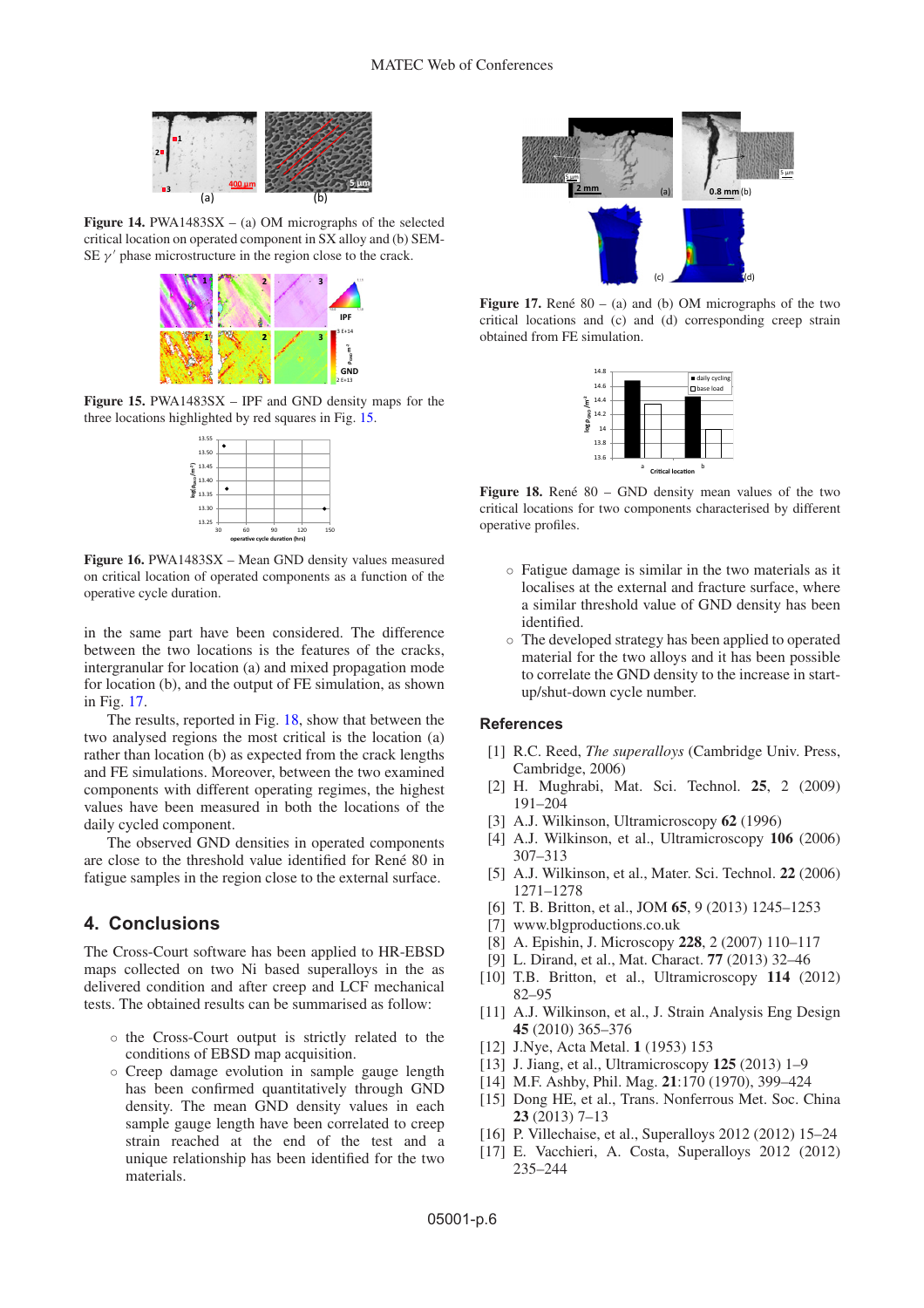(a) (b)

Figure 14. PWA1483SX – (a) OM micrographs of the selected critical location on operated component in SX alloy and (b) SEM-SE $\gamma'$ phase microstructure in the region close to the crack.

IPF

GND

Figure 15. PWA1483SX – IPF and GND density maps for the three locations highlighted by red squares in Fig. 15.

13.55
13.50
13.45
13.40
13.35
13.30
13.25
30 60 90 120 150
operative cycle duration (hrs)

Figure 16. PWA1483SX – Mean GND density values measured on critical location of operated components as a function of the operative cycle duration.

in the same part have been considered. The difference between the two locations is the features of the cracks, intergranular for location (a) and mixed propagation mode for location (b), and the output of FE simulation, as shown in Fig. 17.

The results, reported in Fig. 18, show that between the two analysed regions the most critical is the location (a) rather than location (b) as expected from the crack lengths and FE simulations. Moreover, between the two examined components with different operating regimes, the highest values have been measured in both the locations of the daily cycled component.

The observed GND densities in operated components are close to the threshold value identified for René 80 in fatigue samples in the region close to the external surface.

## 4. Conclusions

The Cross-Court software has been applied to HR-EBSD maps collected on two Ni based superalloys in the as delivered condition and after creep and LCF mechanical tests. The obtained results can be summarised as follow:

- the Cross-Court output is strictly related to the conditions of EBSD map acquisition.
- Creep damage evolution in sample gauge length has been confirmed quantitatively through GND density. The mean GND density values in each sample gauge length have been correlated to creep strain reached at the end of the test and a unique relationship has been identified for the two materials.

(a) (b) (c) (d)

Figure 17. René 80 – (a) and (b) OM micrographs of the two critical locations and (c) and (d) corresponding creep strain obtained from FE simulation.

14.8
14.6
14.4
14.2
14
13.8
13.6
daily cycling
base load
a b
Critical location

Figure 18. René 80 – GND density mean values of the two critical locations for two components characterised by different operative profiles.

- Fatigue damage is similar in the two materials as it localises at the external and fracture surface, where a similar threshold value of GND density has been identified.
- The developed strategy has been applied to operated material for the two alloys and it has been possible to correlate the GND density to the increase in start-up/shut-down cycle number.

## References

[1] R.C. Reed, *The superalloys* (Cambridge Univ. Press, Cambridge, 2006)
[2] H. Mughrabi, Mat. Sci. Technol. **25**, 2 (2009) 191–204
[3] A.J. Wilkinson, Ultramicroscopy **62** (1996)
[4] A.J. Wilkinson, et al., Ultramicroscopy **106** (2006) 307–313
[5] A.J. Wilkinson, et al., Mater. Sci. Technol. **22** (2006) 1271–1278
[6] T. B. Britton, et al., JOM **65**, 9 (2013) 1245–1253
[7] www.blgproductions.co.uk
[8] A. Epishin, J. Microscopy **228**, 2 (2007) 110–117
[9] L. Dirand, et al., Mat. Charact. **77** (2013) 32–46
[10] T.B. Britton, et al., Ultramicroscopy **114** (2012) 82–95
[11] A.J. Wilkinson, et al., J. Strain Analysis Eng Design **45** (2010) 365–376
[12] J.Nye, Acta Metal. **1** (1953) 153
[13] J. Jiang, et al., Ultramicroscopy **125** (2013) 1–9
[14] M.F. Ashby, Phil. Mag. **21**:170 (1970), 399–424
[15] Dong HE, et al., Trans. Nonferrous Met. Soc. China **23** (2013) 7–13
[16] P. Villechaise, et al., Superalloys 2012 (2012) 15–24
[17] E. Vacchieri, A. Costa, Superalloys 2012 (2012) 235–244